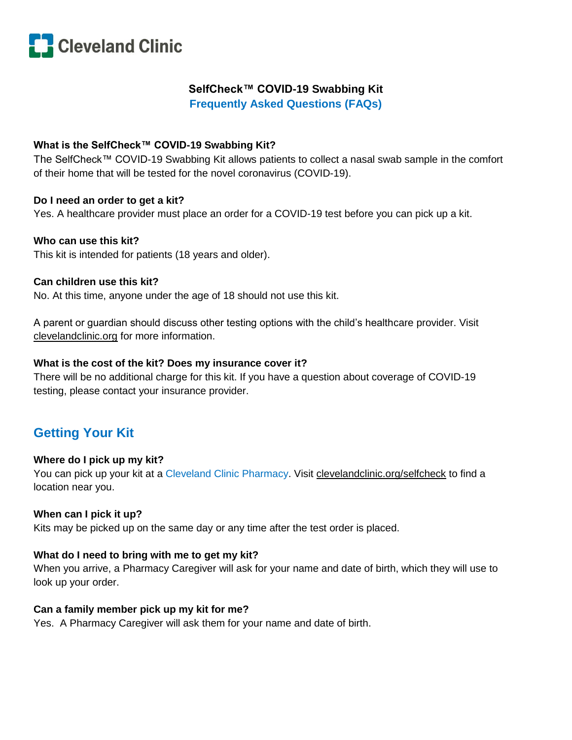Cleveland Clinic

# SelfCheck™ COVID-19 Swabbing Kit

## Frequently Asked Questions (FAQs)

**What is the SelfCheck™ COVID-19 Swabbing Kit?**
The SelfCheck™ COVID-19 Swabbing Kit allows patients to collect a nasal swab sample in the comfort of their home that will be tested for the novel coronavirus (COVID-19).

**Do I need an order to get a kit?**
Yes. A healthcare provider must place an order for a COVID-19 test before you can pick up a kit.

**Who can use this kit?**
This kit is intended for patients (18 years and older).

**Can children use this kit?**
No. At this time, anyone under the age of 18 should not use this kit.

A parent or guardian should discuss other testing options with the child's healthcare provider. Visit clevelandclinic.org for more information.

**What is the cost of the kit? Does my insurance cover it?**
There will be no additional charge for this kit. If you have a question about coverage of COVID-19 testing, please contact your insurance provider.

## Getting Your Kit

**Where do I pick up my kit?**
You can pick up your kit at a Cleveland Clinic Pharmacy. Visit clevelandclinic.org/selfcheck to find a location near you.

**When can I pick it up?**
Kits may be picked up on the same day or any time after the test order is placed.

**What do I need to bring with me to get my kit?**
When you arrive, a Pharmacy Caregiver will ask for your name and date of birth, which they will use to look up your order.

**Can a family member pick up my kit for me?**
Yes. A Pharmacy Caregiver will ask them for your name and date of birth.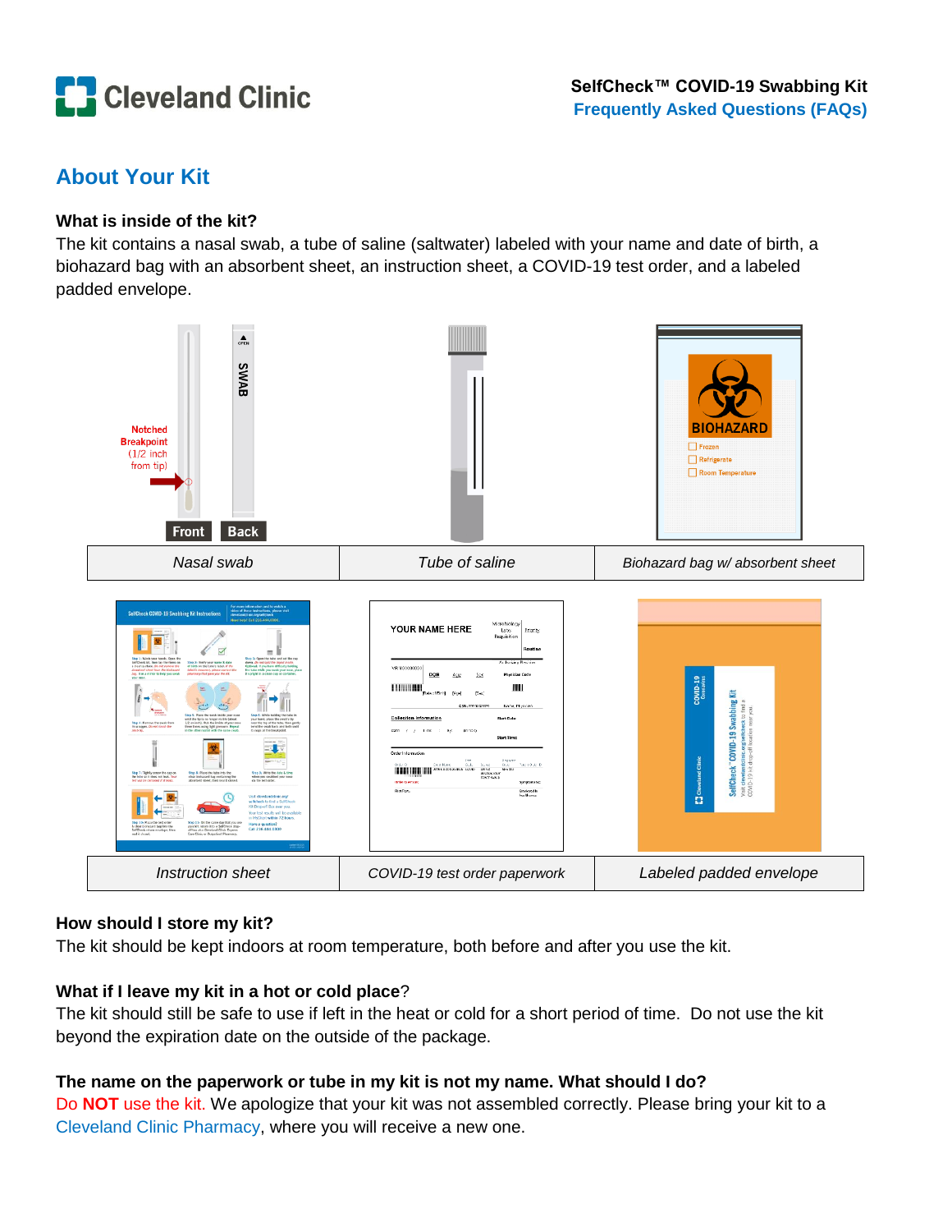## About Your Kit

### What is inside of the kit?

The kit contains a nasal swab, a tube of saline (saltwater) labeled with your name and date of birth, a biohazard bag with an absorbent sheet, an instruction sheet, a COVID-19 test order, and a labeled padded envelope.

| *Nasal swab* | *Tube of saline* | *Biohazard bag w/ absorbent sheet* |
| --- | --- | --- |
| *Instruction sheet* | *COVID-19 test order paperwork* | *Labeled padded envelope* |

### How should I store my kit?

The kit should be kept indoors at room temperature, both before and after you use the kit.

### What if I leave my kit in a hot or cold place?

The kit should still be safe to use if left in the heat or cold for a short period of time. Do not use the kit beyond the expiration date on the outside of the package.

### The name on the paperwork or tube in my kit is not my name. What should I do?

Do **NOT** use the kit. We apologize that your kit was not assembled correctly. Please bring your kit to a Cleveland Clinic Pharmacy, where you will receive a new one.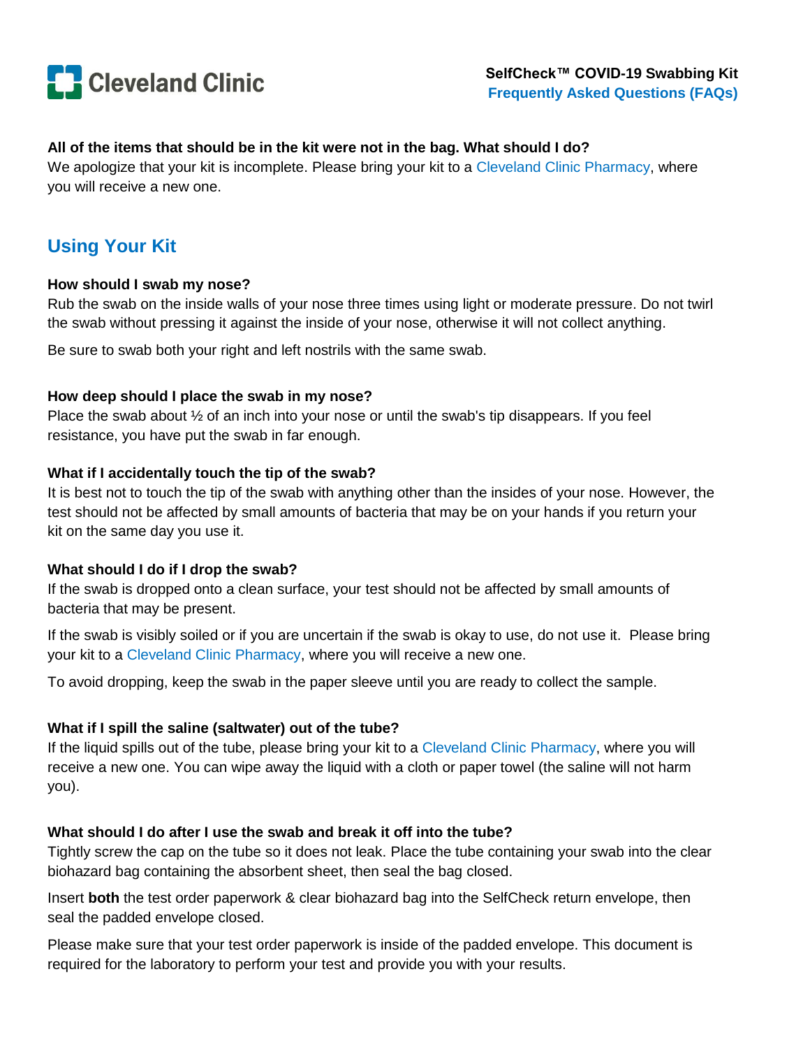**All of the items that should be in the kit were not in the bag. What should I do?**
We apologize that your kit is incomplete. Please bring your kit to a Cleveland Clinic Pharmacy, where you will receive a new one.

## Using Your Kit

**How should I swab my nose?**
Rub the swab on the inside walls of your nose three times using light or moderate pressure. Do not twirl the swab without pressing it against the inside of your nose, otherwise it will not collect anything.

Be sure to swab both your right and left nostrils with the same swab.

**How deep should I place the swab in my nose?**
Place the swab about ½ of an inch into your nose or until the swab's tip disappears. If you feel resistance, you have put the swab in far enough.

**What if I accidentally touch the tip of the swab?**
It is best not to touch the tip of the swab with anything other than the insides of your nose. However, the test should not be affected by small amounts of bacteria that may be on your hands if you return your kit on the same day you use it.

**What should I do if I drop the swab?**
If the swab is dropped onto a clean surface, your test should not be affected by small amounts of bacteria that may be present.

If the swab is visibly soiled or if you are uncertain if the swab is okay to use, do not use it. Please bring your kit to a Cleveland Clinic Pharmacy, where you will receive a new one.

To avoid dropping, keep the swab in the paper sleeve until you are ready to collect the sample.

**What if I spill the saline (saltwater) out of the tube?**
If the liquid spills out of the tube, please bring your kit to a Cleveland Clinic Pharmacy, where you will receive a new one. You can wipe away the liquid with a cloth or paper towel (the saline will not harm you).

**What should I do after I use the swab and break it off into the tube?**
Tightly screw the cap on the tube so it does not leak. Place the tube containing your swab into the clear biohazard bag containing the absorbent sheet, then seal the bag closed.

Insert **both** the test order paperwork & clear biohazard bag into the SelfCheck return envelope, then seal the padded envelope closed.

Please make sure that your test order paperwork is inside of the padded envelope. This document is required for the laboratory to perform your test and provide you with your results.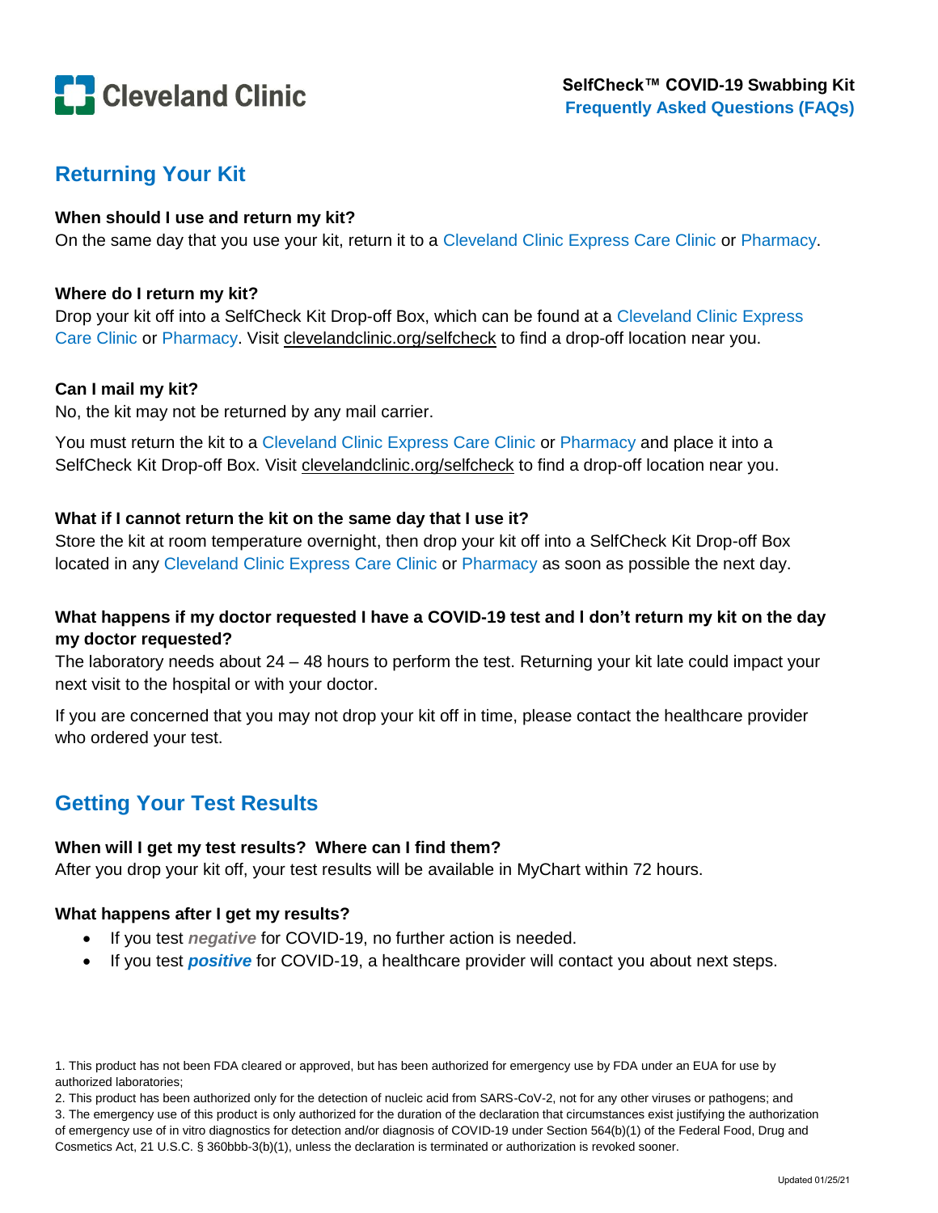SelfCheck™ COVID-19 Swabbing Kit
Frequently Asked Questions (FAQs)

## Returning Your Kit

**When should I use and return my kit?**
On the same day that you use your kit, return it to a Cleveland Clinic Express Care Clinic or Pharmacy.

**Where do I return my kit?**
Drop your kit off into a SelfCheck Kit Drop-off Box, which can be found at a Cleveland Clinic Express Care Clinic or Pharmacy. Visit clevelandclinic.org/selfcheck to find a drop-off location near you.

**Can I mail my kit?**
No, the kit may not be returned by any mail carrier.

You must return the kit to a Cleveland Clinic Express Care Clinic or Pharmacy and place it into a SelfCheck Kit Drop-off Box. Visit clevelandclinic.org/selfcheck to find a drop-off location near you.

**What if I cannot return the kit on the same day that I use it?**
Store the kit at room temperature overnight, then drop your kit off into a SelfCheck Kit Drop-off Box located in any Cleveland Clinic Express Care Clinic or Pharmacy as soon as possible the next day.

**What happens if my doctor requested I have a COVID-19 test and I don't return my kit on the day my doctor requested?**
The laboratory needs about 24 – 48 hours to perform the test. Returning your kit late could impact your next visit to the hospital or with your doctor.

If you are concerned that you may not drop your kit off in time, please contact the healthcare provider who ordered your test.

## Getting Your Test Results

**When will I get my test results? Where can I find them?**
After you drop your kit off, your test results will be available in MyChart within 72 hours.

**What happens after I get my results?**

- If you test ***negative*** for COVID-19, no further action is needed.
- If you test ***positive*** for COVID-19, a healthcare provider will contact you about next steps.

1. This product has not been FDA cleared or approved, but has been authorized for emergency use by FDA under an EUA for use by authorized laboratories;
2. This product has been authorized only for the detection of nucleic acid from SARS-CoV-2, not for any other viruses or pathogens; and
3. The emergency use of this product is only authorized for the duration of the declaration that circumstances exist justifying the authorization of emergency use of in vitro diagnostics for detection and/or diagnosis of COVID-19 under Section 564(b)(1) of the Federal Food, Drug and Cosmetics Act, 21 U.S.C. § 360bbb-3(b)(1), unless the declaration is terminated or authorization is revoked sooner.

Updated 01/25/21